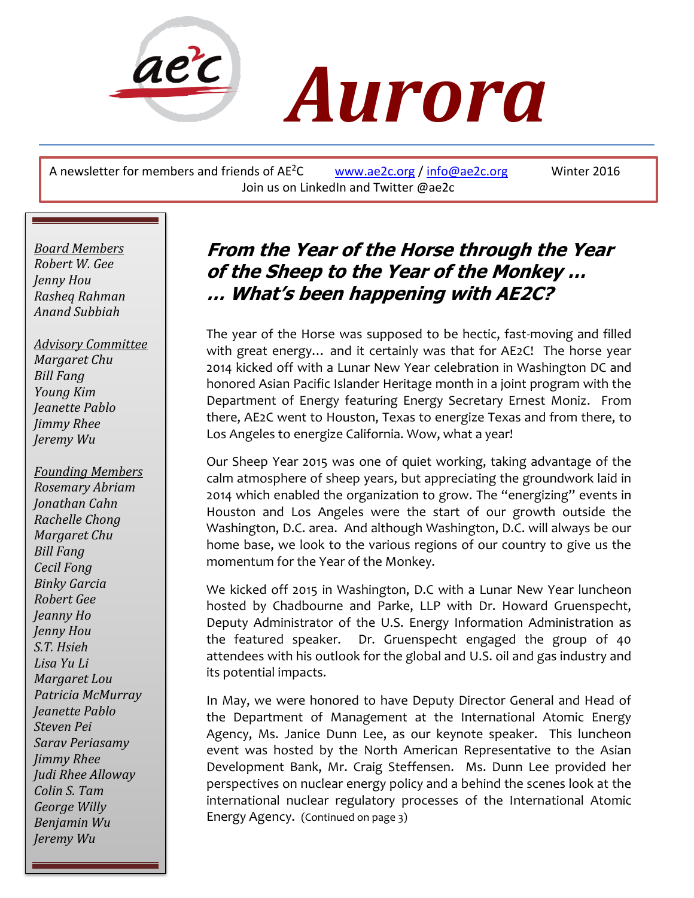# Aurora

A newsletter for members and friends of AE$^2$C www.ae2c.org / info@ae2c.org Winter 2016
Join us on LinkedIn and Twitter @ae2c

*Board Members*
*Robert W. Gee*
*Jenny Hou*
*Rasheq Rahman*
*Anand Subbiah*

*Advisory Committee*
*Margaret Chu*
*Bill Fang*
*Young Kim*
*Jeanette Pablo*
*Jimmy Rhee*
*Jeremy Wu*

*Founding Members*
*Rosemary Abriam*
*Jonathan Cahn*
*Rachelle Chong*
*Margaret Chu*
*Bill Fang*
*Cecil Fong*
*Binky Garcia*
*Robert Gee*
*Jeanny Ho*
*Jenny Hou*
*S.T. Hsieh*
*Lisa Yu Li*
*Margaret Lou*
*Patricia McMurray*
*Jeanette Pablo*
*Steven Pei*
*Sarav Periasamy*
*Jimmy Rhee*
*Judi Rhee Alloway*
*Colin S. Tam*
*George Willy*
*Benjamin Wu*
*Jeremy Wu*

## From the Year of the Horse through the Year of the Sheep to the Year of the Monkey … … What's been happening with AE2C?

The year of the Horse was supposed to be hectic, fast-moving and filled with great energy… and it certainly was that for AE2C! The horse year 2014 kicked off with a Lunar New Year celebration in Washington DC and honored Asian Pacific Islander Heritage month in a joint program with the Department of Energy featuring Energy Secretary Ernest Moniz. From there, AE2C went to Houston, Texas to energize Texas and from there, to Los Angeles to energize California. Wow, what a year!

Our Sheep Year 2015 was one of quiet working, taking advantage of the calm atmosphere of sheep years, but appreciating the groundwork laid in 2014 which enabled the organization to grow. The "energizing" events in Houston and Los Angeles were the start of our growth outside the Washington, D.C. area. And although Washington, D.C. will always be our home base, we look to the various regions of our country to give us the momentum for the Year of the Monkey.

We kicked off 2015 in Washington, D.C with a Lunar New Year luncheon hosted by Chadbourne and Parke, LLP with Dr. Howard Gruenspecht, Deputy Administrator of the U.S. Energy Information Administration as the featured speaker. Dr. Gruenspecht engaged the group of 40 attendees with his outlook for the global and U.S. oil and gas industry and its potential impacts.

In May, we were honored to have Deputy Director General and Head of the Department of Management at the International Atomic Energy Agency, Ms. Janice Dunn Lee, as our keynote speaker. This luncheon event was hosted by the North American Representative to the Asian Development Bank, Mr. Craig Steffensen. Ms. Dunn Lee provided her perspectives on nuclear energy policy and a behind the scenes look at the international nuclear regulatory processes of the International Atomic Energy Agency. (Continued on page 3)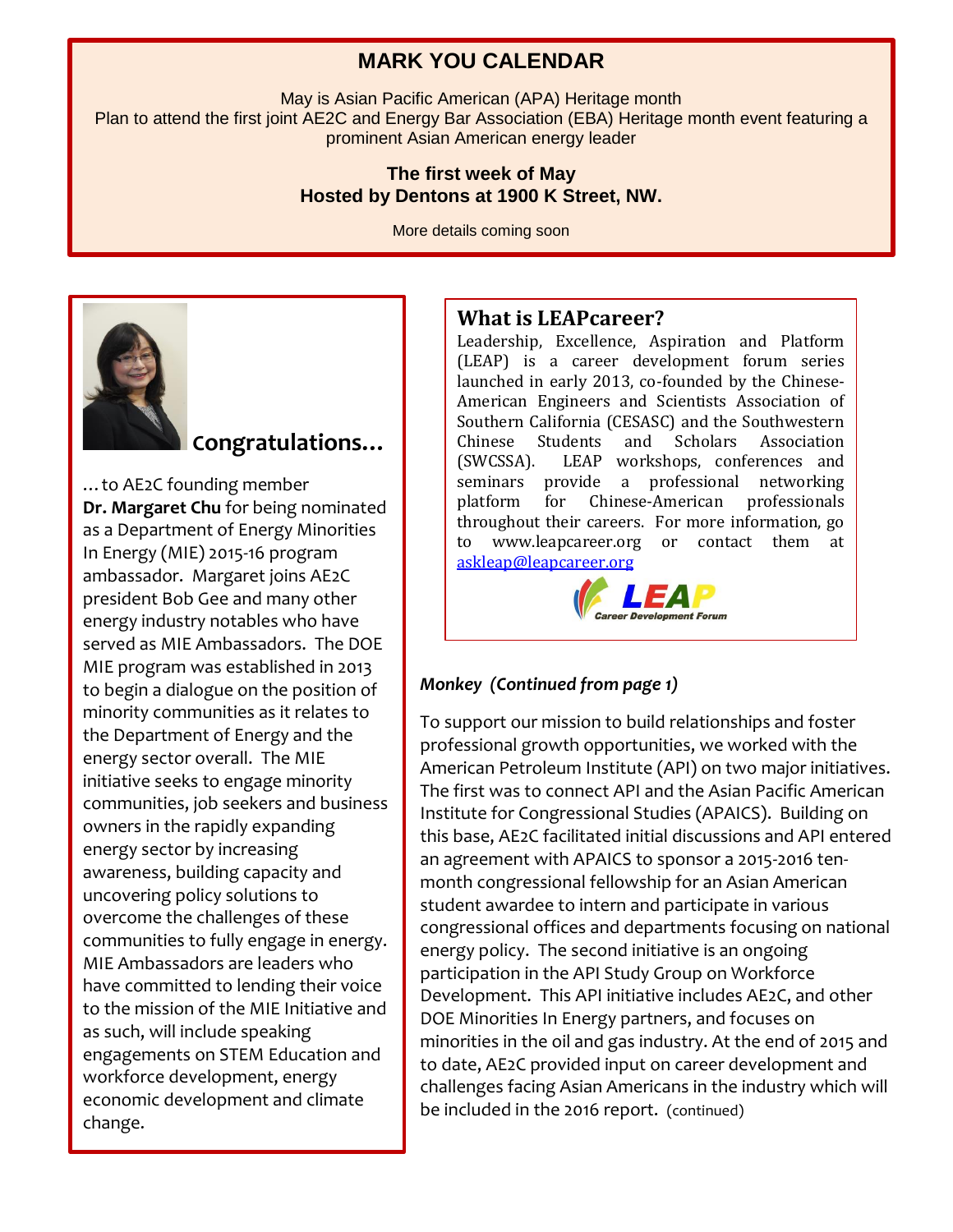## MARK YOU CALENDAR

May is Asian Pacific American (APA) Heritage month
Plan to attend the first joint AE2C and Energy Bar Association (EBA) Heritage month event featuring a prominent Asian American energy leader

**The first week of May**
**Hosted by Dentons at 1900 K Street, NW.**

More details coming soon

## Congratulations…

…to AE2C founding member **Dr. Margaret Chu** for being nominated as a Department of Energy Minorities In Energy (MIE) 2015-16 program ambassador. Margaret joins AE2C president Bob Gee and many other energy industry notables who have served as MIE Ambassadors. The DOE MIE program was established in 2013 to begin a dialogue on the position of minority communities as it relates to the Department of Energy and the energy sector overall. The MIE initiative seeks to engage minority communities, job seekers and business owners in the rapidly expanding energy sector by increasing awareness, building capacity and uncovering policy solutions to overcome the challenges of these communities to fully engage in energy. MIE Ambassadors are leaders who have committed to lending their voice to the mission of the MIE Initiative and as such, will include speaking engagements on STEM Education and workforce development, energy economic development and climate change.

## What is LEAPcareer?

Leadership, Excellence, Aspiration and Platform (LEAP) is a career development forum series launched in early 2013, co-founded by the Chinese-American Engineers and Scientists Association of Southern California (CESASC) and the Southwestern Chinese Students and Scholars Association (SWCSSA). LEAP workshops, conferences and seminars provide a professional networking platform for Chinese-American professionals throughout their careers. For more information, go to www.leapcareer.org or contact them at askleap@leapcareer.org

LEAP Career Development Forum

***Monkey (Continued from page 1)***

To support our mission to build relationships and foster professional growth opportunities, we worked with the American Petroleum Institute (API) on two major initiatives. The first was to connect API and the Asian Pacific American Institute for Congressional Studies (APAICS). Building on this base, AE2C facilitated initial discussions and API entered an agreement with APAICS to sponsor a 2015-2016 ten-month congressional fellowship for an Asian American student awardee to intern and participate in various congressional offices and departments focusing on national energy policy. The second initiative is an ongoing participation in the API Study Group on Workforce Development. This API initiative includes AE2C, and other DOE Minorities In Energy partners, and focuses on minorities in the oil and gas industry. At the end of 2015 and to date, AE2C provided input on career development and challenges facing Asian Americans in the industry which will be included in the 2016 report. (continued)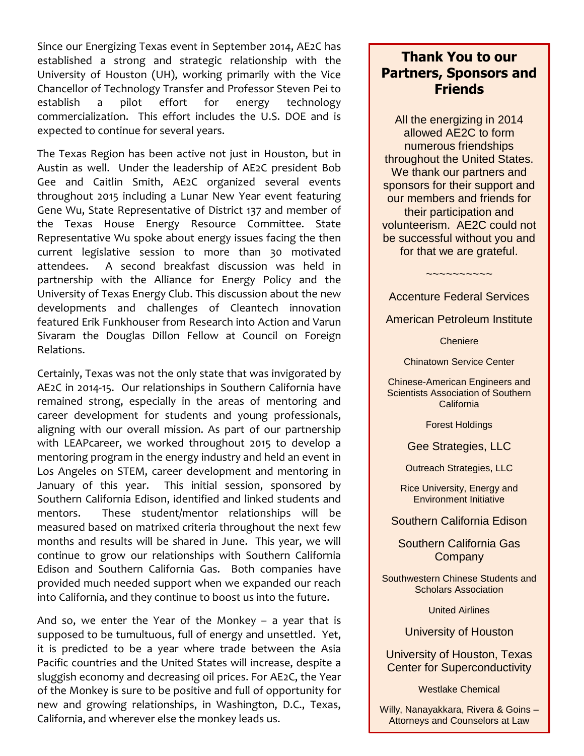Since our Energizing Texas event in September 2014, AE2C has established a strong and strategic relationship with the University of Houston (UH), working primarily with the Vice Chancellor of Technology Transfer and Professor Steven Pei to establish a pilot effort for energy technology commercialization. This effort includes the U.S. DOE and is expected to continue for several years.

The Texas Region has been active not just in Houston, but in Austin as well. Under the leadership of AE2C president Bob Gee and Caitlin Smith, AE2C organized several events throughout 2015 including a Lunar New Year event featuring Gene Wu, State Representative of District 137 and member of the Texas House Energy Resource Committee. State Representative Wu spoke about energy issues facing the then current legislative session to more than 30 motivated attendees. A second breakfast discussion was held in partnership with the Alliance for Energy Policy and the University of Texas Energy Club. This discussion about the new developments and challenges of Cleantech innovation featured Erik Funkhouser from Research into Action and Varun Sivaram the Douglas Dillon Fellow at Council on Foreign Relations.

Certainly, Texas was not the only state that was invigorated by AE2C in 2014-15. Our relationships in Southern California have remained strong, especially in the areas of mentoring and career development for students and young professionals, aligning with our overall mission. As part of our partnership with LEAPcareer, we worked throughout 2015 to develop a mentoring program in the energy industry and held an event in Los Angeles on STEM, career development and mentoring in January of this year. This initial session, sponsored by Southern California Edison, identified and linked students and mentors. These student/mentor relationships will be measured based on matrixed criteria throughout the next few months and results will be shared in June. This year, we will continue to grow our relationships with Southern California Edison and Southern California Gas. Both companies have provided much needed support when we expanded our reach into California, and they continue to boost us into the future.

And so, we enter the Year of the Monkey – a year that is supposed to be tumultuous, full of energy and unsettled. Yet, it is predicted to be a year where trade between the Asia Pacific countries and the United States will increase, despite a sluggish economy and decreasing oil prices. For AE2C, the Year of the Monkey is sure to be positive and full of opportunity for new and growing relationships, in Washington, D.C., Texas, California, and wherever else the monkey leads us.

## Thank You to our Partners, Sponsors and Friends

All the energizing in 2014 allowed AE2C to form numerous friendships throughout the United States. We thank our partners and sponsors for their support and our members and friends for their participation and volunteerism. AE2C could not be successful without you and for that we are grateful.

~~~~~~~~~~

Accenture Federal Services

American Petroleum Institute

Cheniere

Chinatown Service Center

Chinese-American Engineers and Scientists Association of Southern California

Forest Holdings

Gee Strategies, LLC

Outreach Strategies, LLC

Rice University, Energy and Environment Initiative

Southern California Edison

Southern California Gas Company

Southwestern Chinese Students and Scholars Association

United Airlines

University of Houston

University of Houston, Texas Center for Superconductivity

Westlake Chemical

Willy, Nanayakkara, Rivera & Goins – Attorneys and Counselors at Law